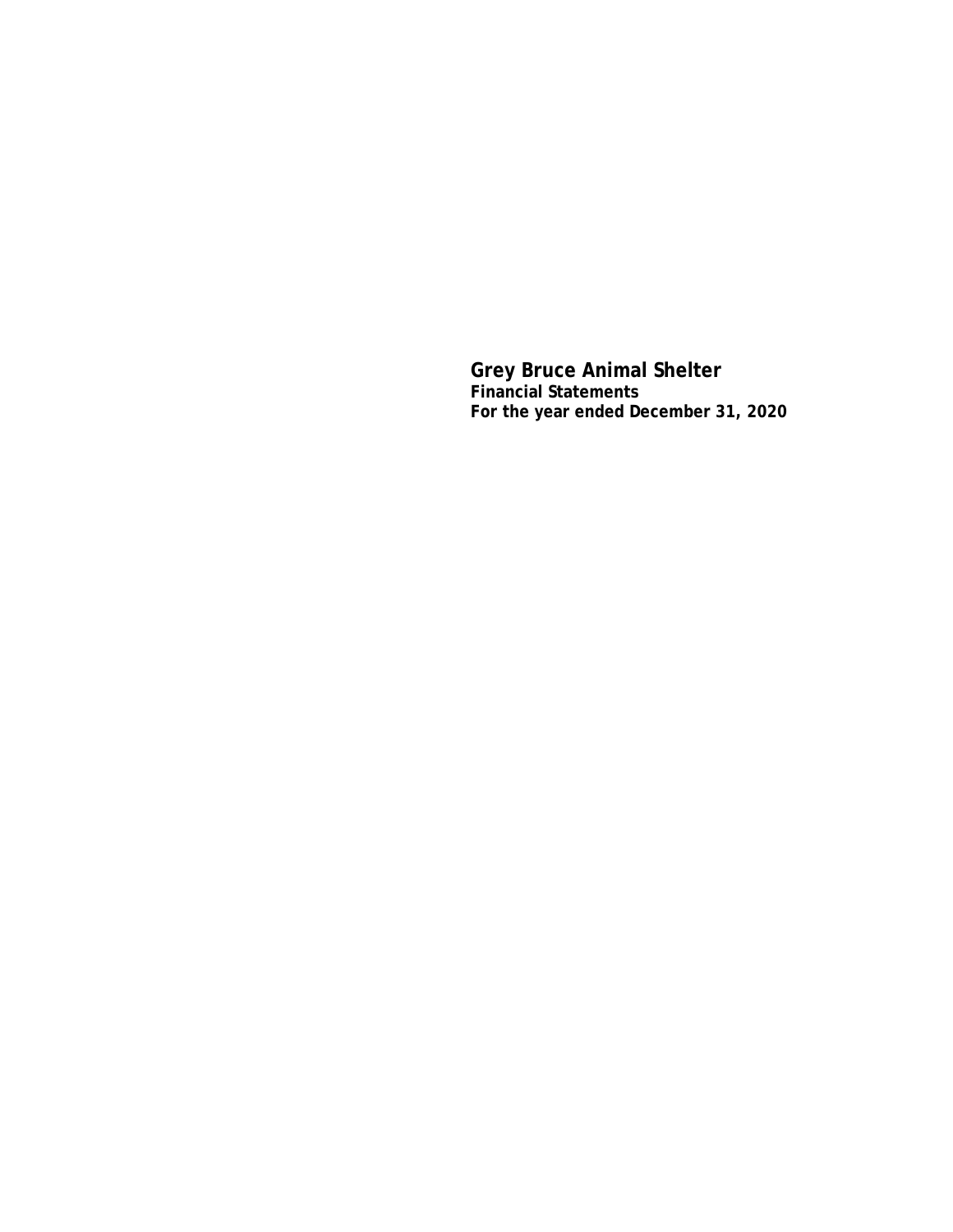# Grey Bruce Animal Shelter

**Financial Statements**

**For the year ended December 31, 2020**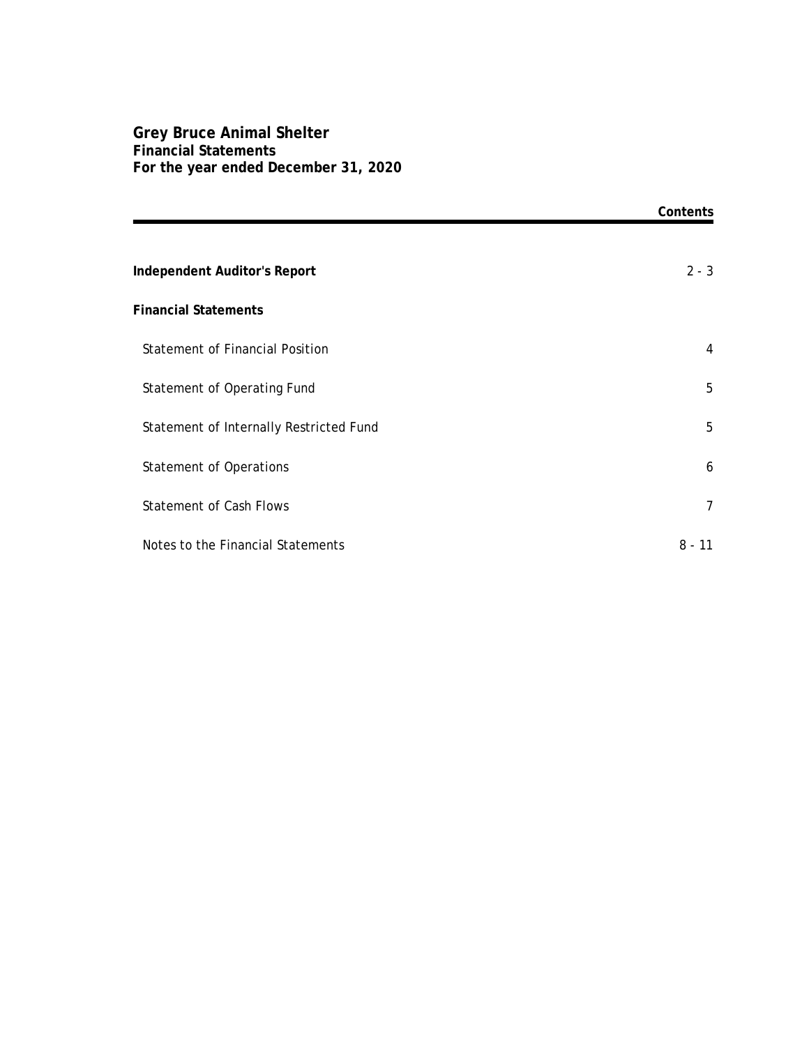# Grey Bruce Animal Shelter
## Financial Statements
## For the year ended December 31, 2020

| | Contents |
|---|---|
| **Independent Auditor's Report** | 2 - 3 |
| **Financial Statements** | |
| Statement of Financial Position | 4 |
| Statement of Operating Fund | 5 |
| Statement of Internally Restricted Fund | 5 |
| Statement of Operations | 6 |
| Statement of Cash Flows | 7 |
| Notes to the Financial Statements | 8 - 11 |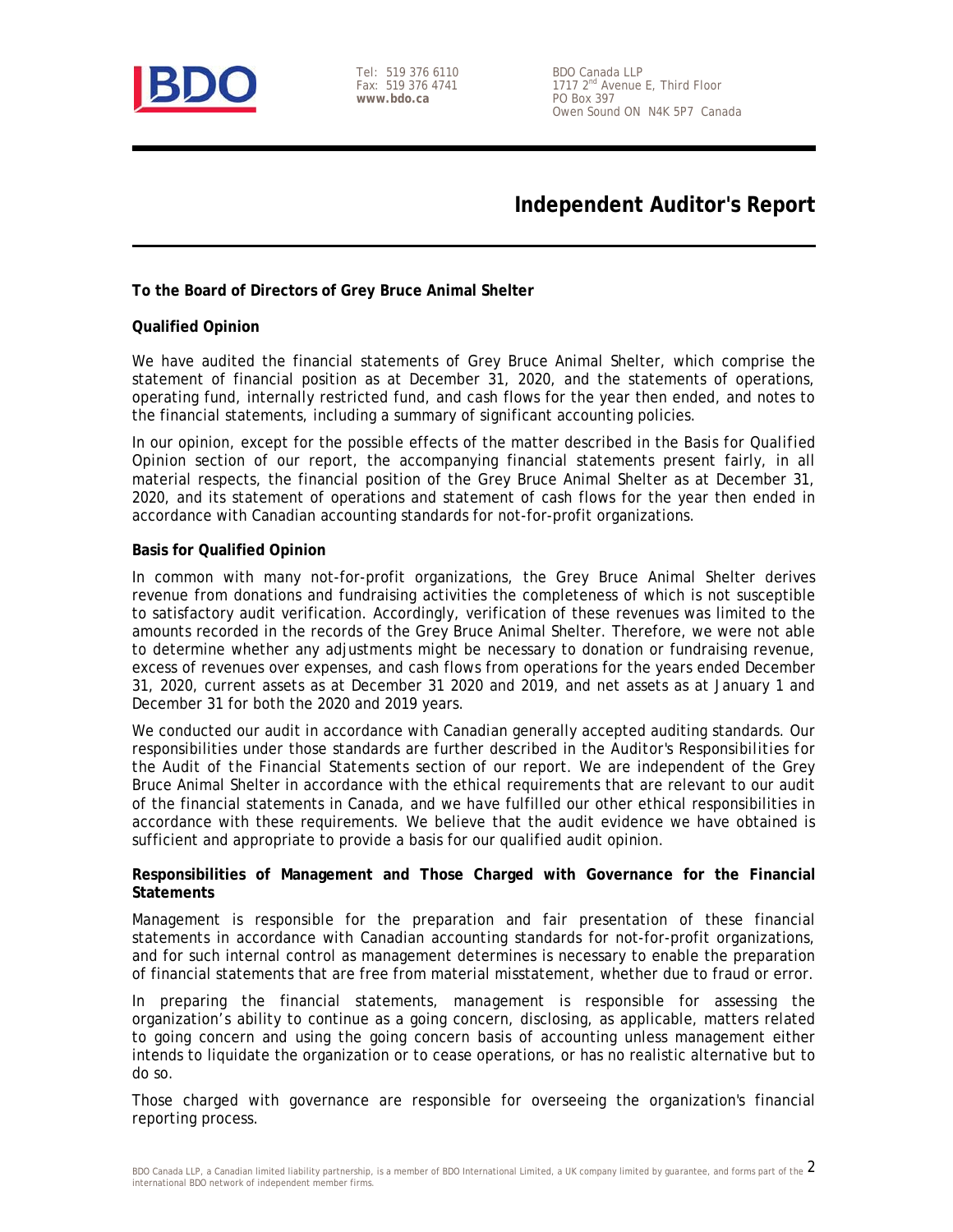Tel: 519 376 6110
Fax: 519 376 4741
**www.bdo.ca**

BDO Canada LLP
1717 2nd Avenue E, Third Floor
PO Box 397
Owen Sound ON N4K 5P7 Canada

# Independent Auditor's Report

**To the Board of Directors of Grey Bruce Animal Shelter**

**Qualified Opinion**

We have audited the financial statements of Grey Bruce Animal Shelter, which comprise the statement of financial position as at December 31, 2020, and the statements of operations, operating fund, internally restricted fund, and cash flows for the year then ended, and notes to the financial statements, including a summary of significant accounting policies.

In our opinion, except for the possible effects of the matter described in the Basis for Qualified Opinion section of our report, the accompanying financial statements present fairly, in all material respects, the financial position of the Grey Bruce Animal Shelter as at December 31, 2020, and its statement of operations and statement of cash flows for the year then ended in accordance with Canadian accounting standards for not-for-profit organizations.

**Basis for Qualified Opinion**

In common with many not-for-profit organizations, the Grey Bruce Animal Shelter derives revenue from donations and fundraising activities the completeness of which is not susceptible to satisfactory audit verification. Accordingly, verification of these revenues was limited to the amounts recorded in the records of the Grey Bruce Animal Shelter. Therefore, we were not able to determine whether any adjustments might be necessary to donation or fundraising revenue, excess of revenues over expenses, and cash flows from operations for the years ended December 31, 2020, current assets as at December 31 2020 and 2019, and net assets as at January 1 and December 31 for both the 2020 and 2019 years.

We conducted our audit in accordance with Canadian generally accepted auditing standards. Our responsibilities under those standards are further described in the Auditor's Responsibilities for the Audit of the Financial Statements section of our report. We are independent of the Grey Bruce Animal Shelter in accordance with the ethical requirements that are relevant to our audit of the financial statements in Canada, and we have fulfilled our other ethical responsibilities in accordance with these requirements. We believe that the audit evidence we have obtained is sufficient and appropriate to provide a basis for our qualified audit opinion.

**Responsibilities of Management and Those Charged with Governance for the Financial Statements**

Management is responsible for the preparation and fair presentation of these financial statements in accordance with Canadian accounting standards for not-for-profit organizations, and for such internal control as management determines is necessary to enable the preparation of financial statements that are free from material misstatement, whether due to fraud or error.

In preparing the financial statements, management is responsible for assessing the organization's ability to continue as a going concern, disclosing, as applicable, matters related to going concern and using the going concern basis of accounting unless management either intends to liquidate the organization or to cease operations, or has no realistic alternative but to do so.

Those charged with governance are responsible for overseeing the organization's financial reporting process.

BDO Canada LLP, a Canadian limited liability partnership, is a member of BDO International Limited, a UK company limited by guarantee, and forms part of the international BDO network of independent member firms.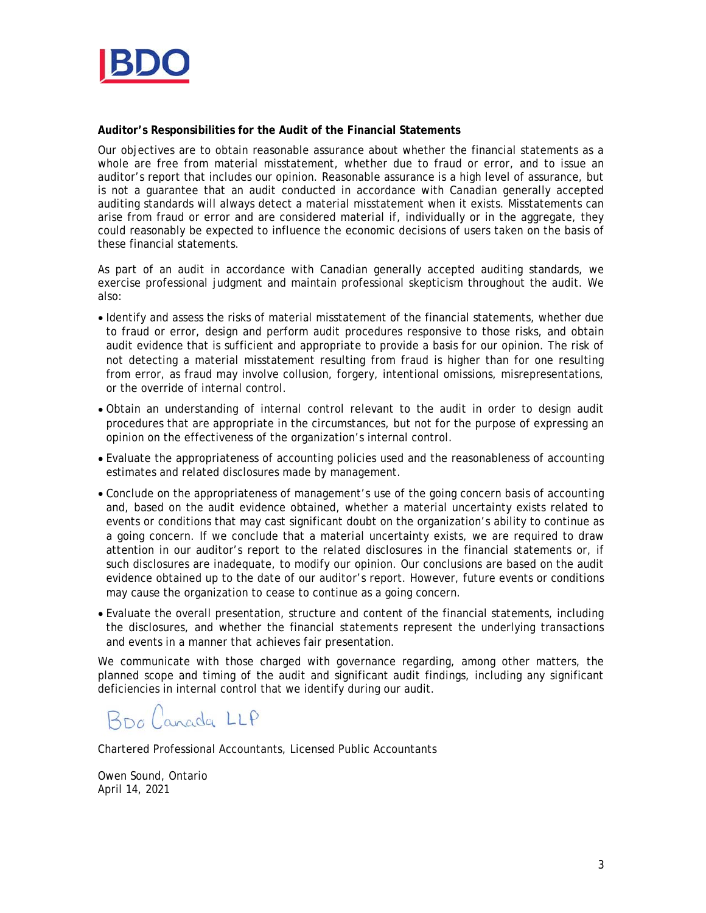**Auditor's Responsibilities for the Audit of the Financial Statements**

Our objectives are to obtain reasonable assurance about whether the financial statements as a whole are free from material misstatement, whether due to fraud or error, and to issue an auditor's report that includes our opinion. Reasonable assurance is a high level of assurance, but is not a guarantee that an audit conducted in accordance with Canadian generally accepted auditing standards will always detect a material misstatement when it exists. Misstatements can arise from fraud or error and are considered material if, individually or in the aggregate, they could reasonably be expected to influence the economic decisions of users taken on the basis of these financial statements.

As part of an audit in accordance with Canadian generally accepted auditing standards, we exercise professional judgment and maintain professional skepticism throughout the audit. We also:

- Identify and assess the risks of material misstatement of the financial statements, whether due to fraud or error, design and perform audit procedures responsive to those risks, and obtain audit evidence that is sufficient and appropriate to provide a basis for our opinion. The risk of not detecting a material misstatement resulting from fraud is higher than for one resulting from error, as fraud may involve collusion, forgery, intentional omissions, misrepresentations, or the override of internal control.
- Obtain an understanding of internal control relevant to the audit in order to design audit procedures that are appropriate in the circumstances, but not for the purpose of expressing an opinion on the effectiveness of the organization's internal control.
- Evaluate the appropriateness of accounting policies used and the reasonableness of accounting estimates and related disclosures made by management.
- Conclude on the appropriateness of management's use of the going concern basis of accounting and, based on the audit evidence obtained, whether a material uncertainty exists related to events or conditions that may cast significant doubt on the organization's ability to continue as a going concern. If we conclude that a material uncertainty exists, we are required to draw attention in our auditor's report to the related disclosures in the financial statements or, if such disclosures are inadequate, to modify our opinion. Our conclusions are based on the audit evidence obtained up to the date of our auditor's report. However, future events or conditions may cause the organization to cease to continue as a going concern.
- Evaluate the overall presentation, structure and content of the financial statements, including the disclosures, and whether the financial statements represent the underlying transactions and events in a manner that achieves fair presentation.

We communicate with those charged with governance regarding, among other matters, the planned scope and timing of the audit and significant audit findings, including any significant deficiencies in internal control that we identify during our audit.

BDO Canada LLP

Chartered Professional Accountants, Licensed Public Accountants

Owen Sound, Ontario
April 14, 2021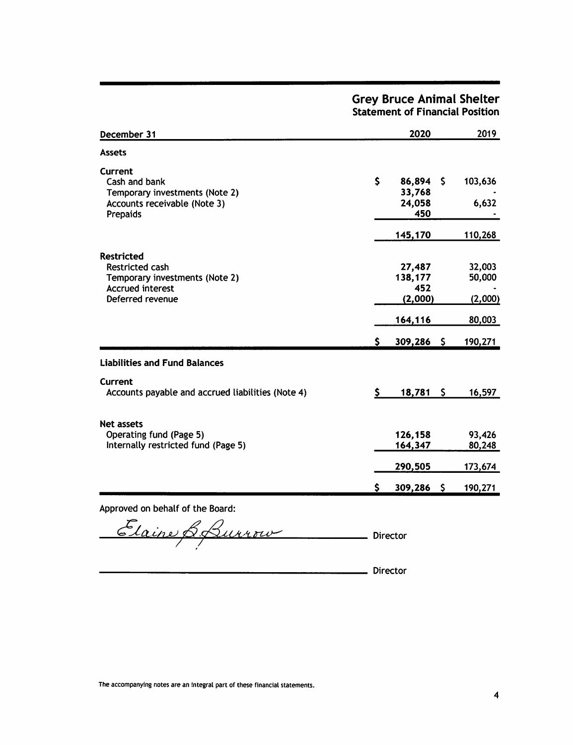# Grey Bruce Animal Shelter
## Statement of Financial Position

| December 31 | 2020 | 2019 |
|---|---|---|
| **Assets** | | |
| **Current** | | |
| Cash and bank | $ 86,894 | $ 103,636 |
| Temporary investments (Note 2) | 33,768 | - |
| Accounts receivable (Note 3) | 24,058 | 6,632 |
| Prepaids | 450 | - |
| | 145,170 | 110,268 |
| **Restricted** | | |
| Restricted cash | 27,487 | 32,003 |
| Temporary investments (Note 2) | 138,177 | 50,000 |
| Accrued interest | 452 | - |
| Deferred revenue | (2,000) | (2,000) |
| | 164,116 | 80,003 |
| | $ 309,286 | $ 190,271 |
| **Liabilities and Fund Balances** | | |
| **Current** | | |
| Accounts payable and accrued liabilities (Note 4) | $ 18,781 | $ 16,597 |
| **Net assets** | | |
| Operating fund (Page 5) | 126,158 | 93,426 |
| Internally restricted fund (Page 5) | 164,347 | 80,248 |
| | 290,505 | 173,674 |
| | $ 309,286 | $ 190,271 |

Approved on behalf of the Board:

Elaine B. Burrow ______________________ Director

______________________ Director

The accompanying notes are an integral part of these financial statements.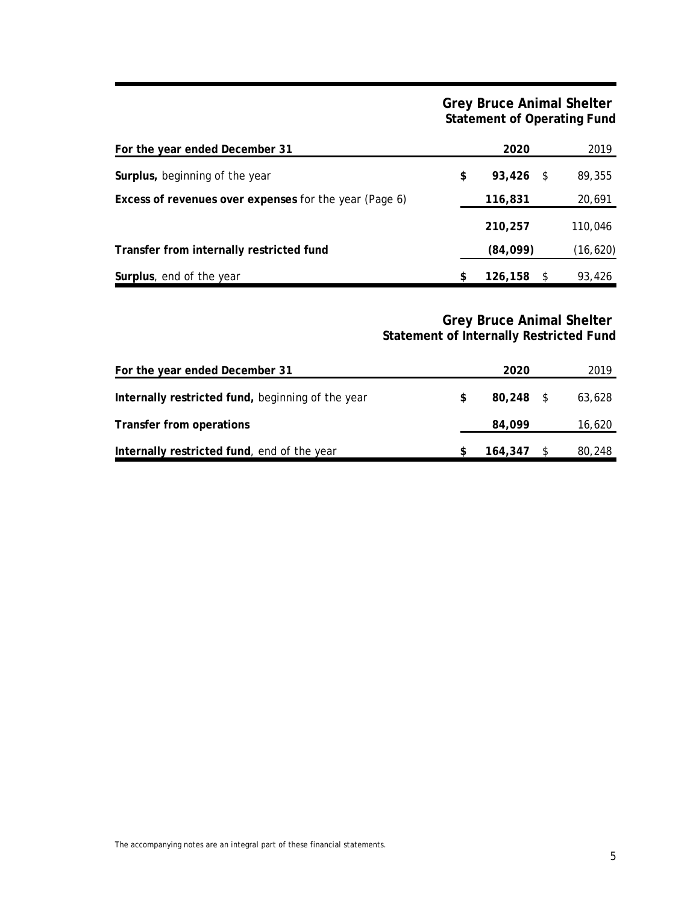# Grey Bruce Animal Shelter
## Statement of Operating Fund

| For the year ended December 31 | 2020 | 2019 |
|---|---|---|
| **Surplus,** beginning of the year | **$ 93,426** | $ 89,355 |
| **Excess of revenues over expenses** for the year (Page 6) | **116,831** | 20,691 |
| | **210,257** | 110,046 |
| **Transfer from internally restricted fund** | **(84,099)** | (16,620) |
| **Surplus**, end of the year | **$ 126,158** | $ 93,426 |

# Grey Bruce Animal Shelter
## Statement of Internally Restricted Fund

| For the year ended December 31 | 2020 | 2019 |
|---|---|---|
| **Internally restricted fund,** beginning of the year | **$ 80,248** | $ 63,628 |
| **Transfer from operations** | **84,099** | 16,620 |
| **Internally restricted fund**, end of the year | **$ 164,347** | $ 80,248 |

The accompanying notes are an integral part of these financial statements.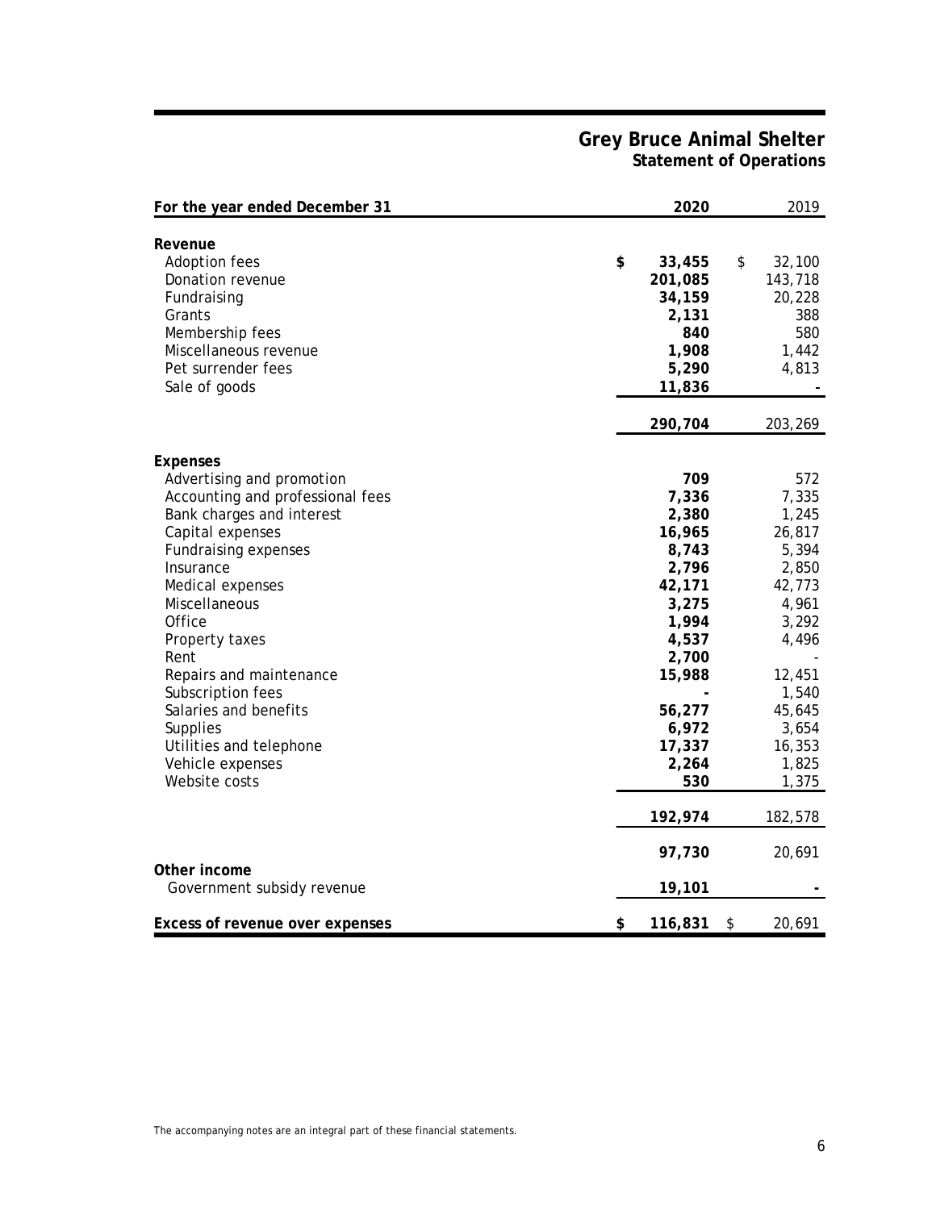# Grey Bruce Animal Shelter
## Statement of Operations

| For the year ended December 31 | 2020 | 2019 |
|---|---|---|
| **Revenue** | | |
| Adoption fees | $ 33,455 | $ 32,100 |
| Donation revenue | 201,085 | 143,718 |
| Fundraising | 34,159 | 20,228 |
| Grants | 2,131 | 388 |
| Membership fees | 840 | 580 |
| Miscellaneous revenue | 1,908 | 1,442 |
| Pet surrender fees | 5,290 | 4,813 |
| Sale of goods | 11,836 | - |
| | 290,704 | 203,269 |
| **Expenses** | | |
| Advertising and promotion | 709 | 572 |
| Accounting and professional fees | 7,336 | 7,335 |
| Bank charges and interest | 2,380 | 1,245 |
| Capital expenses | 16,965 | 26,817 |
| Fundraising expenses | 8,743 | 5,394 |
| Insurance | 2,796 | 2,850 |
| Medical expenses | 42,171 | 42,773 |
| Miscellaneous | 3,275 | 4,961 |
| Office | 1,994 | 3,292 |
| Property taxes | 4,537 | 4,496 |
| Rent | 2,700 | - |
| Repairs and maintenance | 15,988 | 12,451 |
| Subscription fees | - | 1,540 |
| Salaries and benefits | 56,277 | 45,645 |
| Supplies | 6,972 | 3,654 |
| Utilities and telephone | 17,337 | 16,353 |
| Vehicle expenses | 2,264 | 1,825 |
| Website costs | 530 | 1,375 |
| | 192,974 | 182,578 |
| | 97,730 | 20,691 |
| **Other income** | | |
| Government subsidy revenue | 19,101 | - |
| **Excess of revenue over expenses** | $ 116,831 | $ 20,691 |

The accompanying notes are an integral part of these financial statements.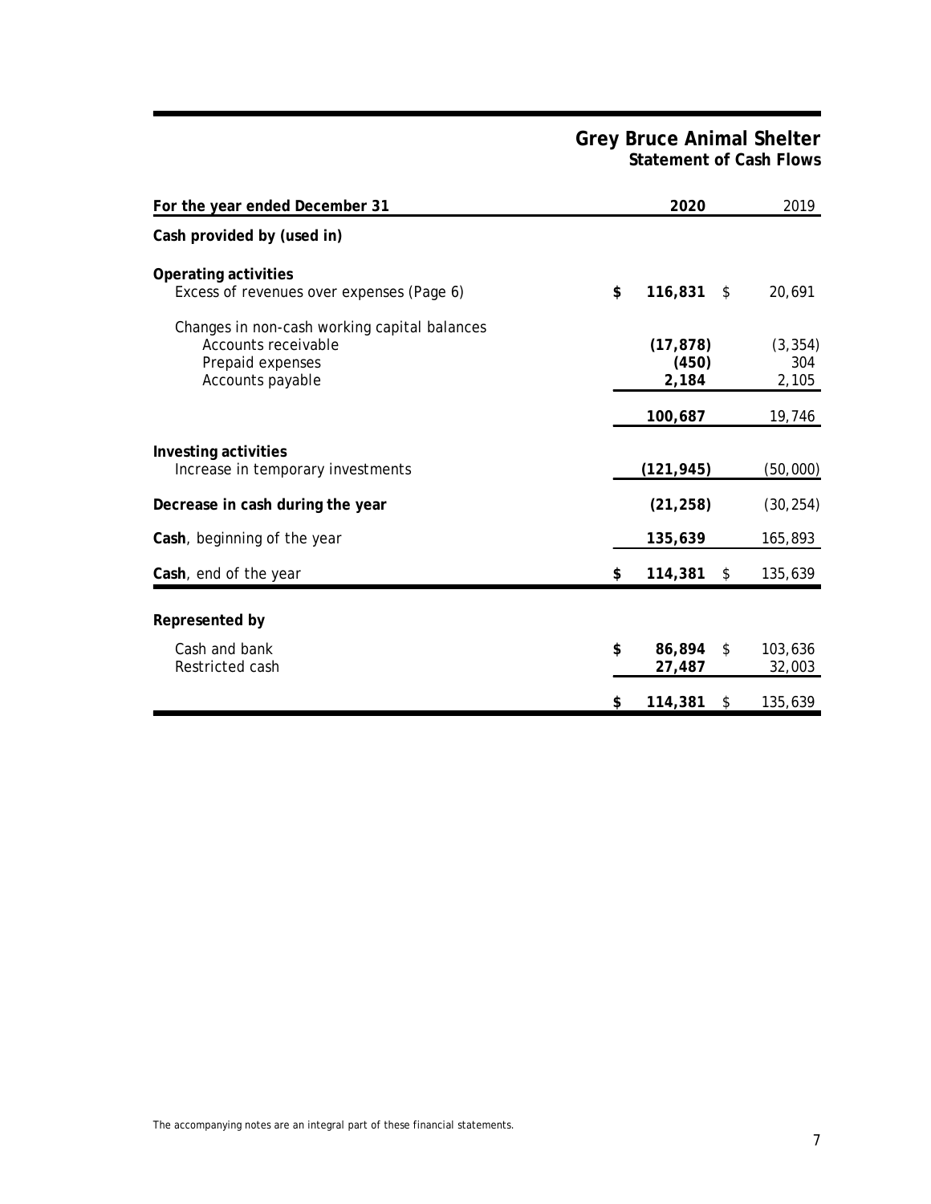# Grey Bruce Animal Shelter
## Statement of Cash Flows

| For the year ended December 31 | 2020 | 2019 |
|---|---|---|
| **Cash provided by (used in)** | | |
| **Operating activities** | | |
| Excess of revenues over expenses (Page 6) | **$ 116,831** | $ 20,691 |
| Changes in non-cash working capital balances | | |
| Accounts receivable | **(17,878)** | (3,354) |
| Prepaid expenses | **(450)** | 304 |
| Accounts payable | **2,184** | 2,105 |
| | **100,687** | 19,746 |
| **Investing activities** | | |
| Increase in temporary investments | **(121,945)** | (50,000) |
| **Decrease in cash during the year** | **(21,258)** | (30,254) |
| **Cash**, beginning of the year | **135,639** | 165,893 |
| **Cash**, end of the year | **$ 114,381** | $ 135,639 |
| **Represented by** | | |
| Cash and bank | **$ 86,894** | $ 103,636 |
| Restricted cash | **27,487** | 32,003 |
| | **$ 114,381** | $ 135,639 |

The accompanying notes are an integral part of these financial statements.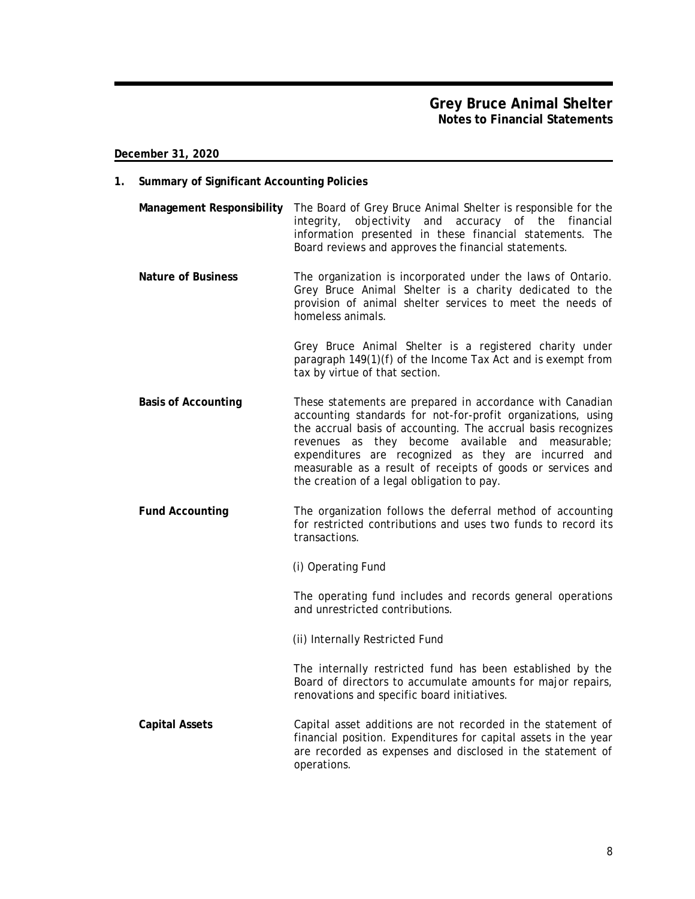# Grey Bruce Animal Shelter
## Notes to Financial Statements

**December 31, 2020**

### 1. Summary of Significant Accounting Policies

**Management Responsibility** — The Board of Grey Bruce Animal Shelter is responsible for the integrity, objectivity and accuracy of the financial information presented in these financial statements. The Board reviews and approves the financial statements.

**Nature of Business** — The organization is incorporated under the laws of Ontario. Grey Bruce Animal Shelter is a charity dedicated to the provision of animal shelter services to meet the needs of homeless animals.

Grey Bruce Animal Shelter is a registered charity under paragraph 149(1)(f) of the Income Tax Act and is exempt from tax by virtue of that section.

**Basis of Accounting** — These statements are prepared in accordance with Canadian accounting standards for not-for-profit organizations, using the accrual basis of accounting. The accrual basis recognizes revenues as they become available and measurable; expenditures are recognized as they are incurred and measurable as a result of receipts of goods or services and the creation of a legal obligation to pay.

**Fund Accounting** — The organization follows the deferral method of accounting for restricted contributions and uses two funds to record its transactions.

(i) Operating Fund

The operating fund includes and records general operations and unrestricted contributions.

(ii) Internally Restricted Fund

The internally restricted fund has been established by the Board of directors to accumulate amounts for major repairs, renovations and specific board initiatives.

**Capital Assets** — Capital asset additions are not recorded in the statement of financial position. Expenditures for capital assets in the year are recorded as expenses and disclosed in the statement of operations.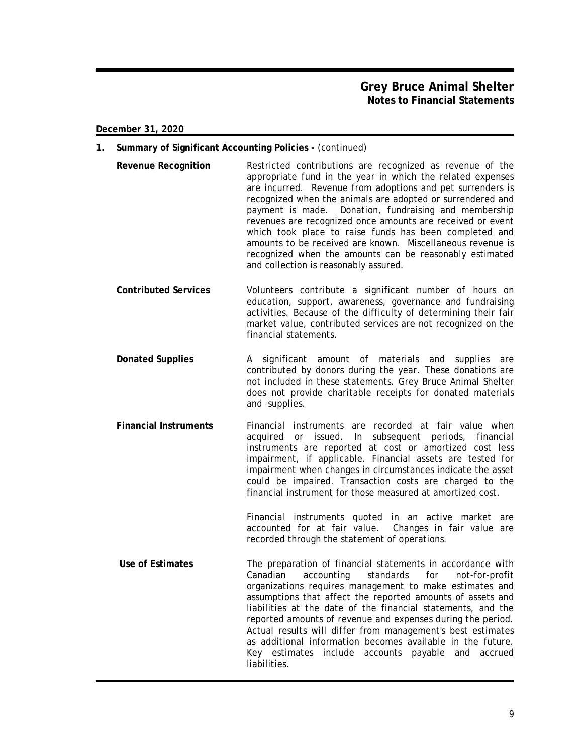**December 31, 2020**

## 1. Summary of Significant Accounting Policies - (continued)

**Revenue Recognition**

Restricted contributions are recognized as revenue of the appropriate fund in the year in which the related expenses are incurred. Revenue from adoptions and pet surrenders is recognized when the animals are adopted or surrendered and payment is made. Donation, fundraising and membership revenues are recognized once amounts are received or event which took place to raise funds has been completed and amounts to be received are known. Miscellaneous revenue is recognized when the amounts can be reasonably estimated and collection is reasonably assured.

**Contributed Services**

Volunteers contribute a significant number of hours on education, support, awareness, governance and fundraising activities. Because of the difficulty of determining their fair market value, contributed services are not recognized on the financial statements.

**Donated Supplies**

A significant amount of materials and supplies are contributed by donors during the year. These donations are not included in these statements. Grey Bruce Animal Shelter does not provide charitable receipts for donated materials and supplies.

**Financial Instruments**

Financial instruments are recorded at fair value when acquired or issued. In subsequent periods, financial instruments are reported at cost or amortized cost less impairment, if applicable. Financial assets are tested for impairment when changes in circumstances indicate the asset could be impaired. Transaction costs are charged to the financial instrument for those measured at amortized cost.

Financial instruments quoted in an active market are accounted for at fair value. Changes in fair value are recorded through the statement of operations.

**Use of Estimates**

The preparation of financial statements in accordance with Canadian accounting standards for not-for-profit organizations requires management to make estimates and assumptions that affect the reported amounts of assets and liabilities at the date of the financial statements, and the reported amounts of revenue and expenses during the period. Actual results will differ from management's best estimates as additional information becomes available in the future. Key estimates include accounts payable and accrued liabilities.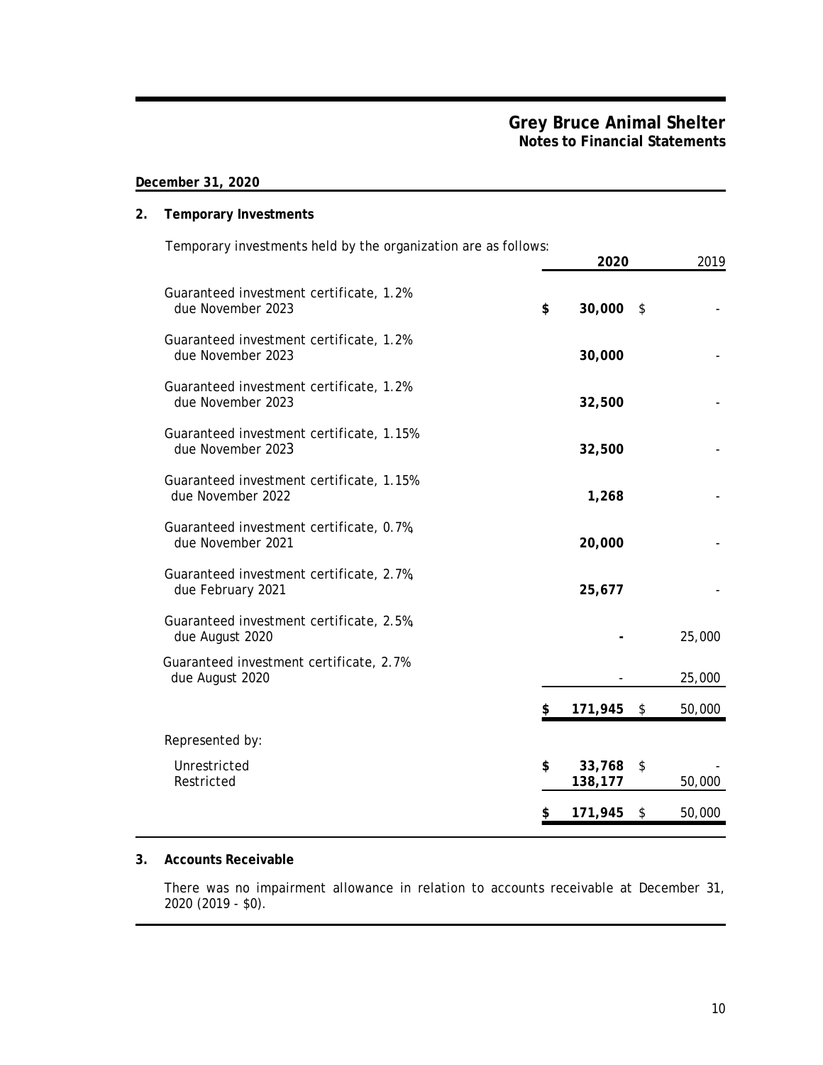**December 31, 2020**

## 2. Temporary Investments

Temporary investments held by the organization are as follows:

| | 2020 | 2019 |
|---|---|---|
| Guaranteed investment certificate, 1.2% due November 2023 | $ 30,000 | $ - |
| Guaranteed investment certificate, 1.2% due November 2023 | 30,000 | - |
| Guaranteed investment certificate, 1.2% due November 2023 | 32,500 | - |
| Guaranteed investment certificate, 1.15% due November 2023 | 32,500 | - |
| Guaranteed investment certificate, 1.15% due November 2022 | 1,268 | - |
| Guaranteed investment certificate, 0.7%, due November 2021 | 20,000 | - |
| Guaranteed investment certificate, 2.7%, due February 2021 | 25,677 | - |
| Guaranteed investment certificate, 2.5%, due August 2020 | - | 25,000 |
| Guaranteed investment certificate, 2.7% due August 2020 | - | 25,000 |
| | $ 171,945 | $ 50,000 |
| Represented by: | | |
| Unrestricted | $ 33,768 | $ - |
| Restricted | 138,177 | 50,000 |
| | $ 171,945 | $ 50,000 |

## 3. Accounts Receivable

There was no impairment allowance in relation to accounts receivable at December 31, 2020 (2019 - $0).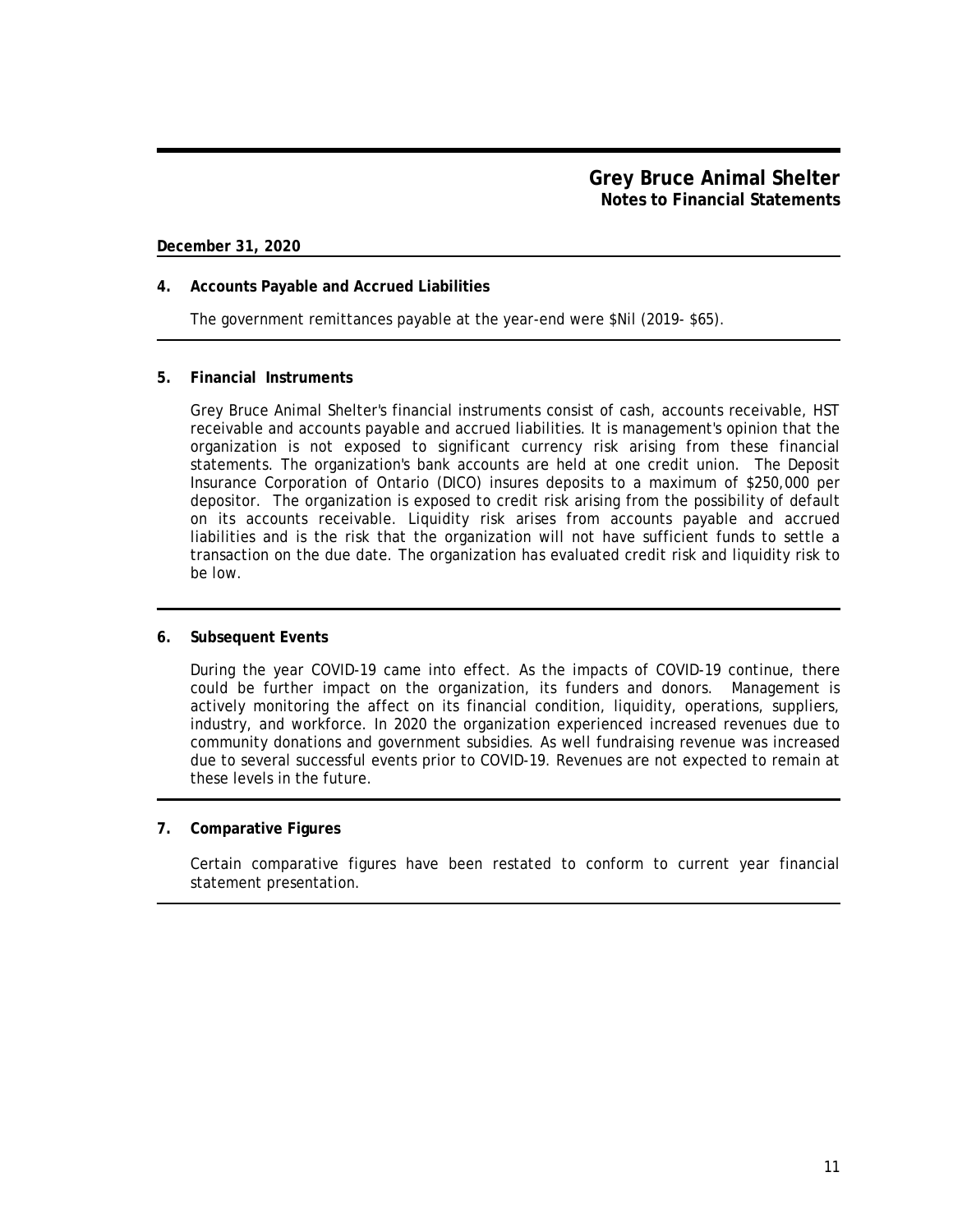# Grey Bruce Animal Shelter
## Notes to Financial Statements

**December 31, 2020**

### 4. Accounts Payable and Accrued Liabilities

The government remittances payable at the year-end were $Nil (2019- $65).

### 5. Financial Instruments

Grey Bruce Animal Shelter's financial instruments consist of cash, accounts receivable, HST receivable and accounts payable and accrued liabilities. It is management's opinion that the organization is not exposed to significant currency risk arising from these financial statements. The organization's bank accounts are held at one credit union. The Deposit Insurance Corporation of Ontario (DICO) insures deposits to a maximum of $250,000 per depositor. The organization is exposed to credit risk arising from the possibility of default on its accounts receivable. Liquidity risk arises from accounts payable and accrued liabilities and is the risk that the organization will not have sufficient funds to settle a transaction on the due date. The organization has evaluated credit risk and liquidity risk to be low.

### 6. Subsequent Events

During the year COVID-19 came into effect. As the impacts of COVID-19 continue, there could be further impact on the organization, its funders and donors. Management is actively monitoring the affect on its financial condition, liquidity, operations, suppliers, industry, and workforce. In 2020 the organization experienced increased revenues due to community donations and government subsidies. As well fundraising revenue was increased due to several successful events prior to COVID-19. Revenues are not expected to remain at these levels in the future.

### 7. Comparative Figures

Certain comparative figures have been restated to conform to current year financial statement presentation.